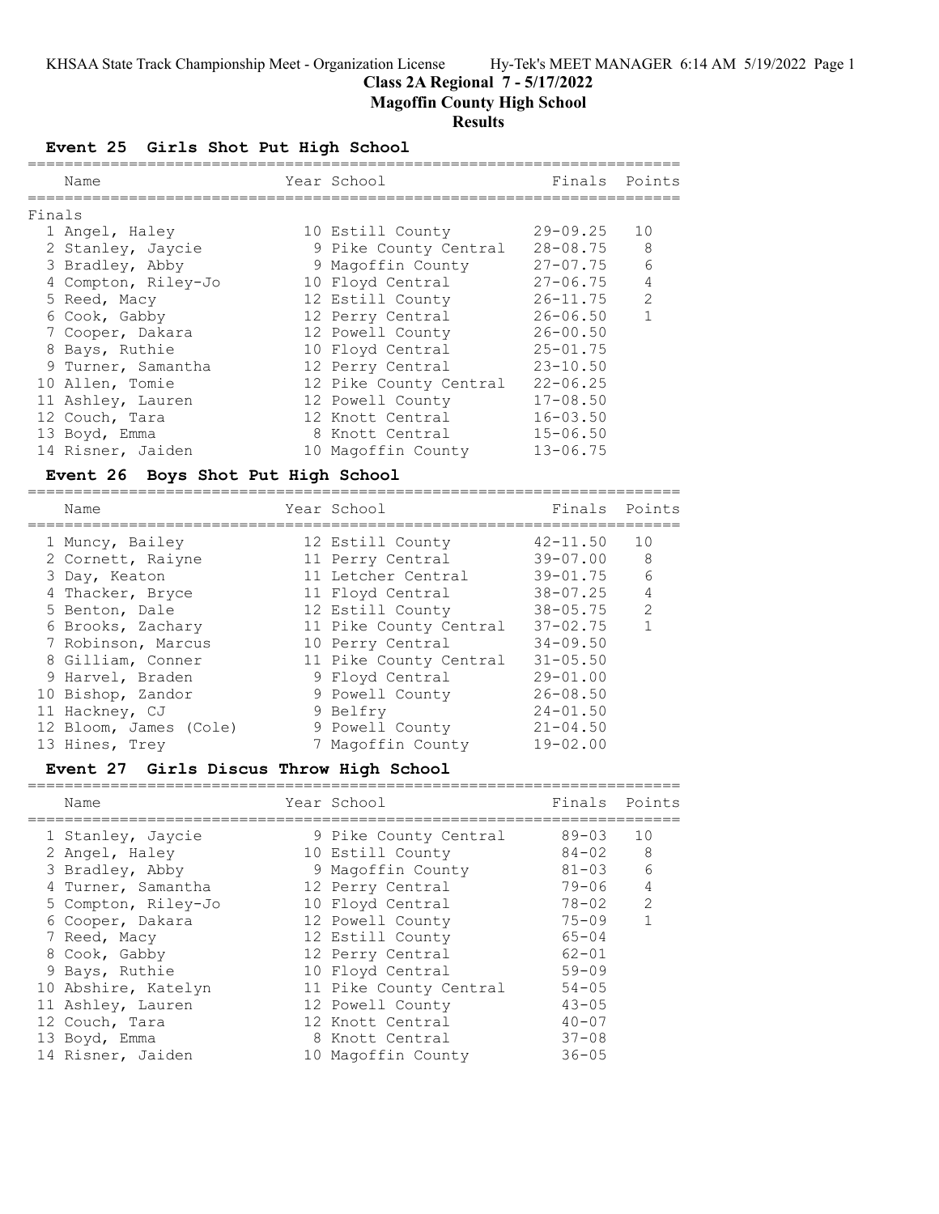# Class 2A Regional 7 - 5/17/2022

## Magoffin County High School

## Results

### Event 25 Girls Shot Put High School

**Finals**

| | Name | Year | School | Finals | Points |
|---|---|---|---|---|---|
| 1 | Angel, Haley | 10 | Estill County | 29-09.25 | 10 |
| 2 | Stanley, Jaycie | 9 | Pike County Central | 28-08.75 | 8 |
| 3 | Bradley, Abby | 9 | Magoffin County | 27-07.75 | 6 |
| 4 | Compton, Riley-Jo | 10 | Floyd Central | 27-06.75 | 4 |
| 5 | Reed, Macy | 12 | Estill County | 26-11.75 | 2 |
| 6 | Cook, Gabby | 12 | Perry Central | 26-06.50 | 1 |
| 7 | Cooper, Dakara | 12 | Powell County | 26-00.50 | |
| 8 | Bays, Ruthie | 10 | Floyd Central | 25-01.75 | |
| 9 | Turner, Samantha | 12 | Perry Central | 23-10.50 | |
| 10 | Allen, Tomie | 12 | Pike County Central | 22-06.25 | |
| 11 | Ashley, Lauren | 12 | Powell County | 17-08.50 | |
| 12 | Couch, Tara | 12 | Knott Central | 16-03.50 | |
| 13 | Boyd, Emma | 8 | Knott Central | 15-06.50 | |
| 14 | Risner, Jaiden | 10 | Magoffin County | 13-06.75 | |

### Event 26 Boys Shot Put High School

| | Name | Year | School | Finals | Points |
|---|---|---|---|---|---|
| 1 | Muncy, Bailey | 12 | Estill County | 42-11.50 | 10 |
| 2 | Cornett, Raiyne | 11 | Perry Central | 39-07.00 | 8 |
| 3 | Day, Keaton | 11 | Letcher Central | 39-01.75 | 6 |
| 4 | Thacker, Bryce | 11 | Floyd Central | 38-07.25 | 4 |
| 5 | Benton, Dale | 12 | Estill County | 38-05.75 | 2 |
| 6 | Brooks, Zachary | 11 | Pike County Central | 37-02.75 | 1 |
| 7 | Robinson, Marcus | 10 | Perry Central | 34-09.50 | |
| 8 | Gilliam, Conner | 11 | Pike County Central | 31-05.50 | |
| 9 | Harvel, Braden | 9 | Floyd Central | 29-01.00 | |
| 10 | Bishop, Zandor | 9 | Powell County | 26-08.50 | |
| 11 | Hackney, CJ | 9 | Belfry | 24-01.50 | |
| 12 | Bloom, James (Cole) | 9 | Powell County | 21-04.50 | |
| 13 | Hines, Trey | 7 | Magoffin County | 19-02.00 | |

### Event 27 Girls Discus Throw High School

| | Name | Year | School | Finals | Points |
|---|---|---|---|---|---|
| 1 | Stanley, Jaycie | 9 | Pike County Central | 89-03 | 10 |
| 2 | Angel, Haley | 10 | Estill County | 84-02 | 8 |
| 3 | Bradley, Abby | 9 | Magoffin County | 81-03 | 6 |
| 4 | Turner, Samantha | 12 | Perry Central | 79-06 | 4 |
| 5 | Compton, Riley-Jo | 10 | Floyd Central | 78-02 | 2 |
| 6 | Cooper, Dakara | 12 | Powell County | 75-09 | 1 |
| 7 | Reed, Macy | 12 | Estill County | 65-04 | |
| 8 | Cook, Gabby | 12 | Perry Central | 62-01 | |
| 9 | Bays, Ruthie | 10 | Floyd Central | 59-09 | |
| 10 | Abshire, Katelyn | 11 | Pike County Central | 54-05 | |
| 11 | Ashley, Lauren | 12 | Powell County | 43-05 | |
| 12 | Couch, Tara | 12 | Knott Central | 40-07 | |
| 13 | Boyd, Emma | 8 | Knott Central | 37-08 | |
| 14 | Risner, Jaiden | 10 | Magoffin County | 36-05 | |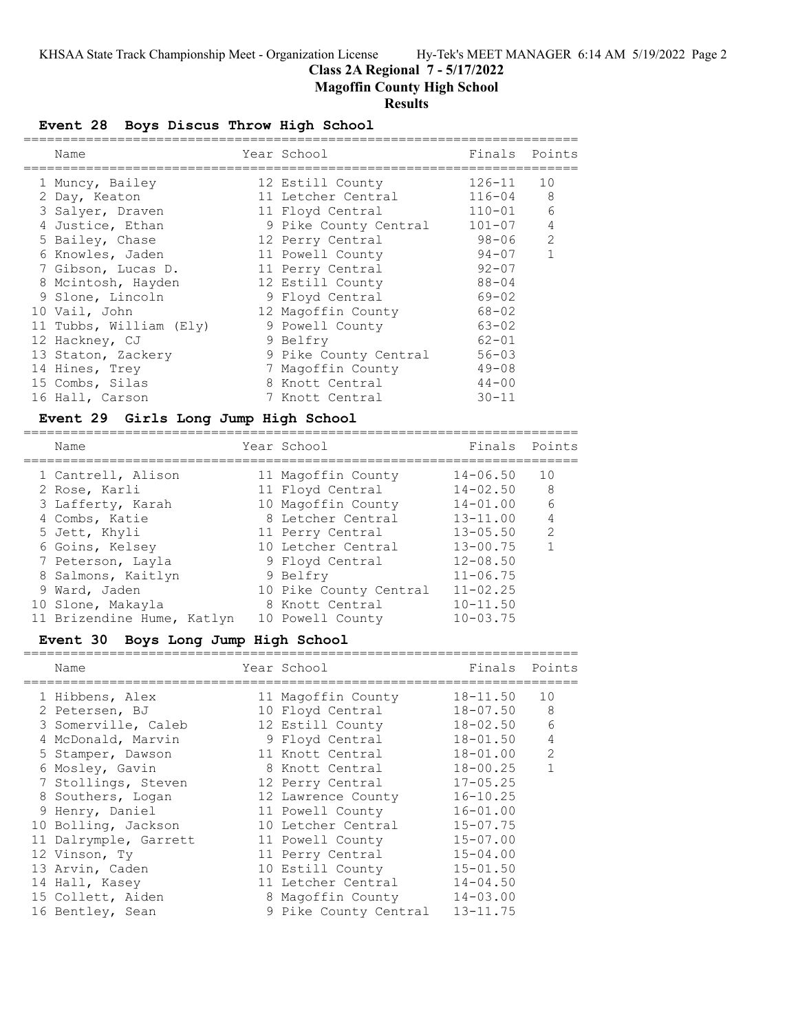# Class 2A Regional 7 - 5/17/2022

## Magoffin County High School

## Results

### Event 28 Boys Discus Throw High School

| | Name | Year | School | Finals | Points |
|---|---|---|---|---|---|
| 1 | Muncy, Bailey | 12 | Estill County | 126-11 | 10 |
| 2 | Day, Keaton | 11 | Letcher Central | 116-04 | 8 |
| 3 | Salyer, Draven | 11 | Floyd Central | 110-01 | 6 |
| 4 | Justice, Ethan | 9 | Pike County Central | 101-07 | 4 |
| 5 | Bailey, Chase | 12 | Perry Central | 98-06 | 2 |
| 6 | Knowles, Jaden | 11 | Powell County | 94-07 | 1 |
| 7 | Gibson, Lucas D. | 11 | Perry Central | 92-07 | |
| 8 | Mcintosh, Hayden | 12 | Estill County | 88-04 | |
| 9 | Slone, Lincoln | 9 | Floyd Central | 69-02 | |
| 10 | Vail, John | 12 | Magoffin County | 68-02 | |
| 11 | Tubbs, William (Ely) | 9 | Powell County | 63-02 | |
| 12 | Hackney, CJ | 9 | Belfry | 62-01 | |
| 13 | Staton, Zackery | 9 | Pike County Central | 56-03 | |
| 14 | Hines, Trey | 7 | Magoffin County | 49-08 | |
| 15 | Combs, Silas | 8 | Knott Central | 44-00 | |
| 16 | Hall, Carson | 7 | Knott Central | 30-11 | |

### Event 29 Girls Long Jump High School

| | Name | Year | School | Finals | Points |
|---|---|---|---|---|---|
| 1 | Cantrell, Alison | 11 | Magoffin County | 14-06.50 | 10 |
| 2 | Rose, Karli | 11 | Floyd Central | 14-02.50 | 8 |
| 3 | Lafferty, Karah | 10 | Magoffin County | 14-01.00 | 6 |
| 4 | Combs, Katie | 8 | Letcher Central | 13-11.00 | 4 |
| 5 | Jett, Khyli | 11 | Perry Central | 13-05.50 | 2 |
| 6 | Goins, Kelsey | 10 | Letcher Central | 13-00.75 | 1 |
| 7 | Peterson, Layla | 9 | Floyd Central | 12-08.50 | |
| 8 | Salmons, Kaitlyn | 9 | Belfry | 11-06.75 | |
| 9 | Ward, Jaden | 10 | Pike County Central | 11-02.25 | |
| 10 | Slone, Makayla | 8 | Knott Central | 10-11.50 | |
| 11 | Brizendine Hume, Katlyn | 10 | Powell County | 10-03.75 | |

### Event 30 Boys Long Jump High School

| | Name | Year | School | Finals | Points |
|---|---|---|---|---|---|
| 1 | Hibbens, Alex | 11 | Magoffin County | 18-11.50 | 10 |
| 2 | Petersen, BJ | 10 | Floyd Central | 18-07.50 | 8 |
| 3 | Somerville, Caleb | 12 | Estill County | 18-02.50 | 6 |
| 4 | McDonald, Marvin | 9 | Floyd Central | 18-01.50 | 4 |
| 5 | Stamper, Dawson | 11 | Knott Central | 18-01.00 | 2 |
| 6 | Mosley, Gavin | 8 | Knott Central | 18-00.25 | 1 |
| 7 | Stollings, Steven | 12 | Perry Central | 17-05.25 | |
| 8 | Southers, Logan | 12 | Lawrence County | 16-10.25 | |
| 9 | Henry, Daniel | 11 | Powell County | 16-01.00 | |
| 10 | Bolling, Jackson | 10 | Letcher Central | 15-07.75 | |
| 11 | Dalrymple, Garrett | 11 | Powell County | 15-07.00 | |
| 12 | Vinson, Ty | 11 | Perry Central | 15-04.00 | |
| 13 | Arvin, Caden | 10 | Estill County | 15-01.50 | |
| 14 | Hall, Kasey | 11 | Letcher Central | 14-04.50 | |
| 15 | Collett, Aiden | 8 | Magoffin County | 14-03.00 | |
| 16 | Bentley, Sean | 9 | Pike County Central | 13-11.75 | |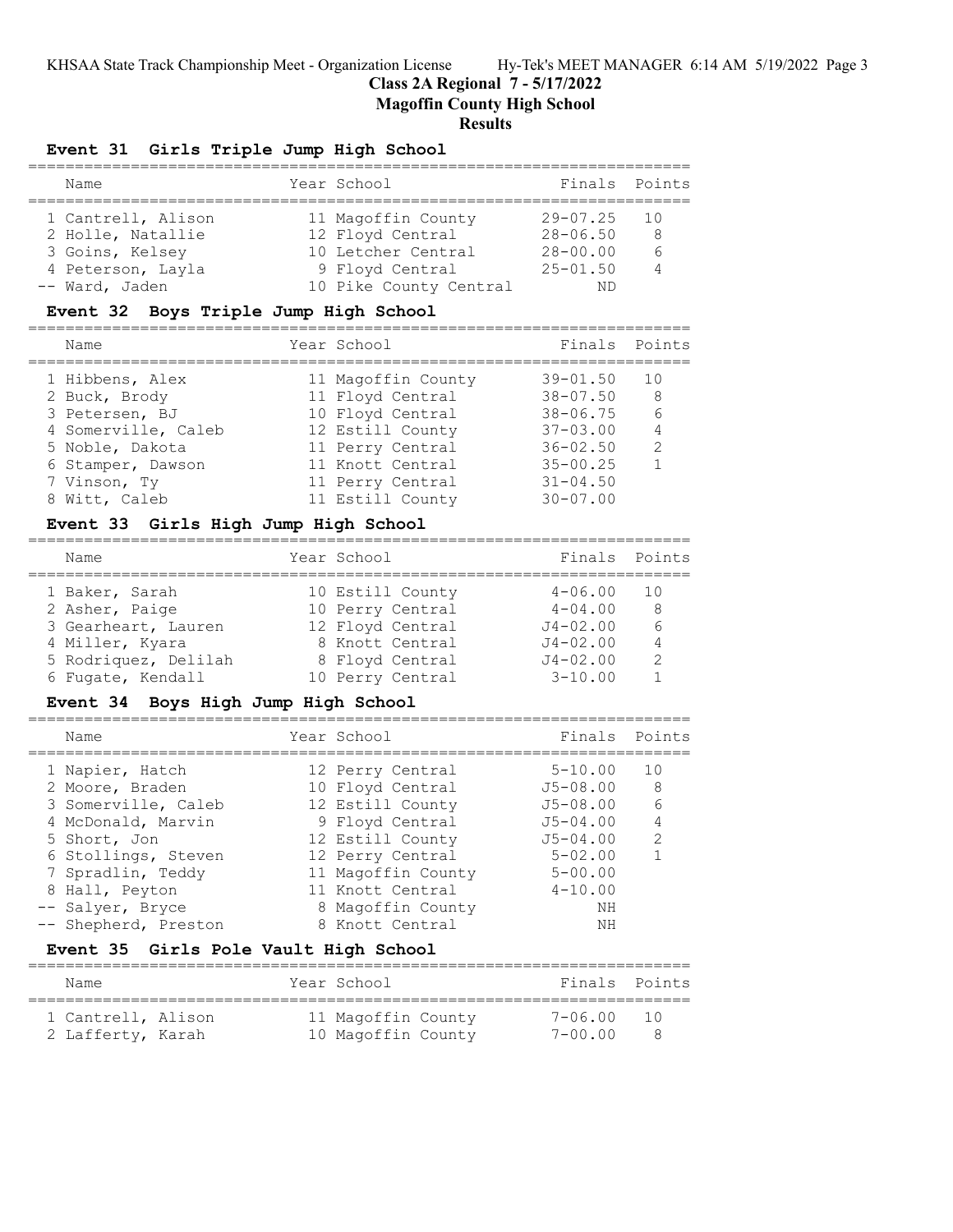## Class 2A Regional 7 - 5/17/2022
## Magoffin County High School
## Results

### Event 31 Girls Triple Jump High School

| | Name | Year | School | Finals | Points |
|---|---|---|---|---|---|
| 1 | Cantrell, Alison | 11 | Magoffin County | 29-07.25 | 10 |
| 2 | Holle, Natallie | 12 | Floyd Central | 28-06.50 | 8 |
| 3 | Goins, Kelsey | 10 | Letcher Central | 28-00.00 | 6 |
| 4 | Peterson, Layla | 9 | Floyd Central | 25-01.50 | 4 |
| -- | Ward, Jaden | 10 | Pike County Central | ND | |

### Event 32 Boys Triple Jump High School

| | Name | Year | School | Finals | Points |
|---|---|---|---|---|---|
| 1 | Hibbens, Alex | 11 | Magoffin County | 39-01.50 | 10 |
| 2 | Buck, Brody | 11 | Floyd Central | 38-07.50 | 8 |
| 3 | Petersen, BJ | 10 | Floyd Central | 38-06.75 | 6 |
| 4 | Somerville, Caleb | 12 | Estill County | 37-03.00 | 4 |
| 5 | Noble, Dakota | 11 | Perry Central | 36-02.50 | 2 |
| 6 | Stamper, Dawson | 11 | Knott Central | 35-00.25 | 1 |
| 7 | Vinson, Ty | 11 | Perry Central | 31-04.50 | |
| 8 | Witt, Caleb | 11 | Estill County | 30-07.00 | |

### Event 33 Girls High Jump High School

| | Name | Year | School | Finals | Points |
|---|---|---|---|---|---|
| 1 | Baker, Sarah | 10 | Estill County | 4-06.00 | 10 |
| 2 | Asher, Paige | 10 | Perry Central | 4-04.00 | 8 |
| 3 | Gearheart, Lauren | 12 | Floyd Central | J4-02.00 | 6 |
| 4 | Miller, Kyara | 8 | Knott Central | J4-02.00 | 4 |
| 5 | Rodriquez, Delilah | 8 | Floyd Central | J4-02.00 | 2 |
| 6 | Fugate, Kendall | 10 | Perry Central | 3-10.00 | 1 |

### Event 34 Boys High Jump High School

| | Name | Year | School | Finals | Points |
|---|---|---|---|---|---|
| 1 | Napier, Hatch | 12 | Perry Central | 5-10.00 | 10 |
| 2 | Moore, Braden | 10 | Floyd Central | J5-08.00 | 8 |
| 3 | Somerville, Caleb | 12 | Estill County | J5-08.00 | 6 |
| 4 | McDonald, Marvin | 9 | Floyd Central | J5-04.00 | 4 |
| 5 | Short, Jon | 12 | Estill County | J5-04.00 | 2 |
| 6 | Stollings, Steven | 12 | Perry Central | 5-02.00 | 1 |
| 7 | Spradlin, Teddy | 11 | Magoffin County | 5-00.00 | |
| 8 | Hall, Peyton | 11 | Knott Central | 4-10.00 | |
| -- | Salyer, Bryce | 8 | Magoffin County | NH | |
| -- | Shepherd, Preston | 8 | Knott Central | NH | |

### Event 35 Girls Pole Vault High School

| | Name | Year | School | Finals | Points |
|---|---|---|---|---|---|
| 1 | Cantrell, Alison | 11 | Magoffin County | 7-06.00 | 10 |
| 2 | Lafferty, Karah | 10 | Magoffin County | 7-00.00 | 8 |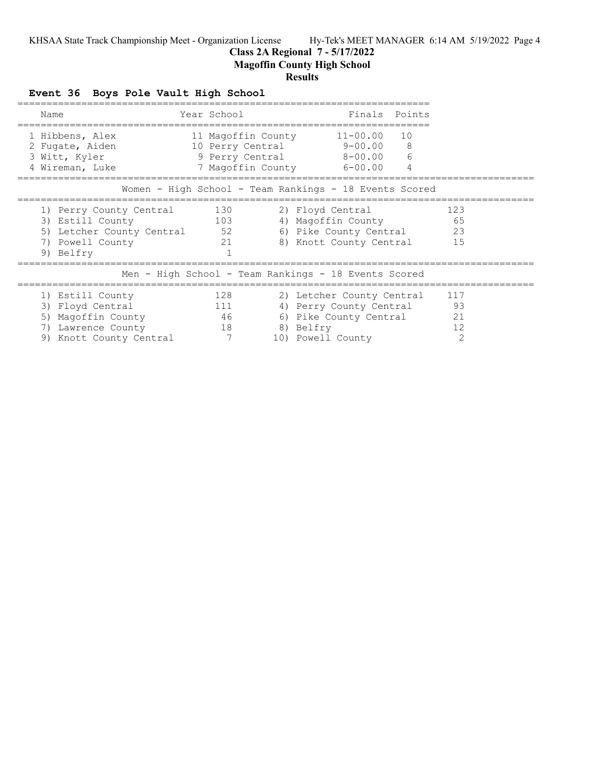Class 2A Regional 7 - 5/17/2022

Magoffin County High School

Results

### Event 36 Boys Pole Vault High School

| Name | Year | School | Finals | Points |
|---|---|---|---|---|
| 1 Hibbens, Alex | 11 | Magoffin County | 11-00.00 | 10 |
| 2 Fugate, Aiden | 10 | Perry Central | 9-00.00 | 8 |
| 3 Witt, Kyler | 9 | Perry Central | 8-00.00 | 6 |
| 4 Wireman, Luke | 7 | Magoffin County | 6-00.00 | 4 |

Women - High School - Team Rankings - 18 Events Scored

| | | | |
|---|---|---|---|
| 1) Perry County Central | 130 | 2) Floyd Central | 123 |
| 3) Estill County | 103 | 4) Magoffin County | 65 |
| 5) Letcher County Central | 52 | 6) Pike County Central | 23 |
| 7) Powell County | 21 | 8) Knott County Central | 15 |
| 9) Belfry | 1 | | |

Men - High School - Team Rankings - 18 Events Scored

| | | | |
|---|---|---|---|
| 1) Estill County | 128 | 2) Letcher County Central | 117 |
| 3) Floyd Central | 111 | 4) Perry County Central | 93 |
| 5) Magoffin County | 46 | 6) Pike County Central | 21 |
| 7) Lawrence County | 18 | 8) Belfry | 12 |
| 9) Knott County Central | 7 | 10) Powell County | 2 |